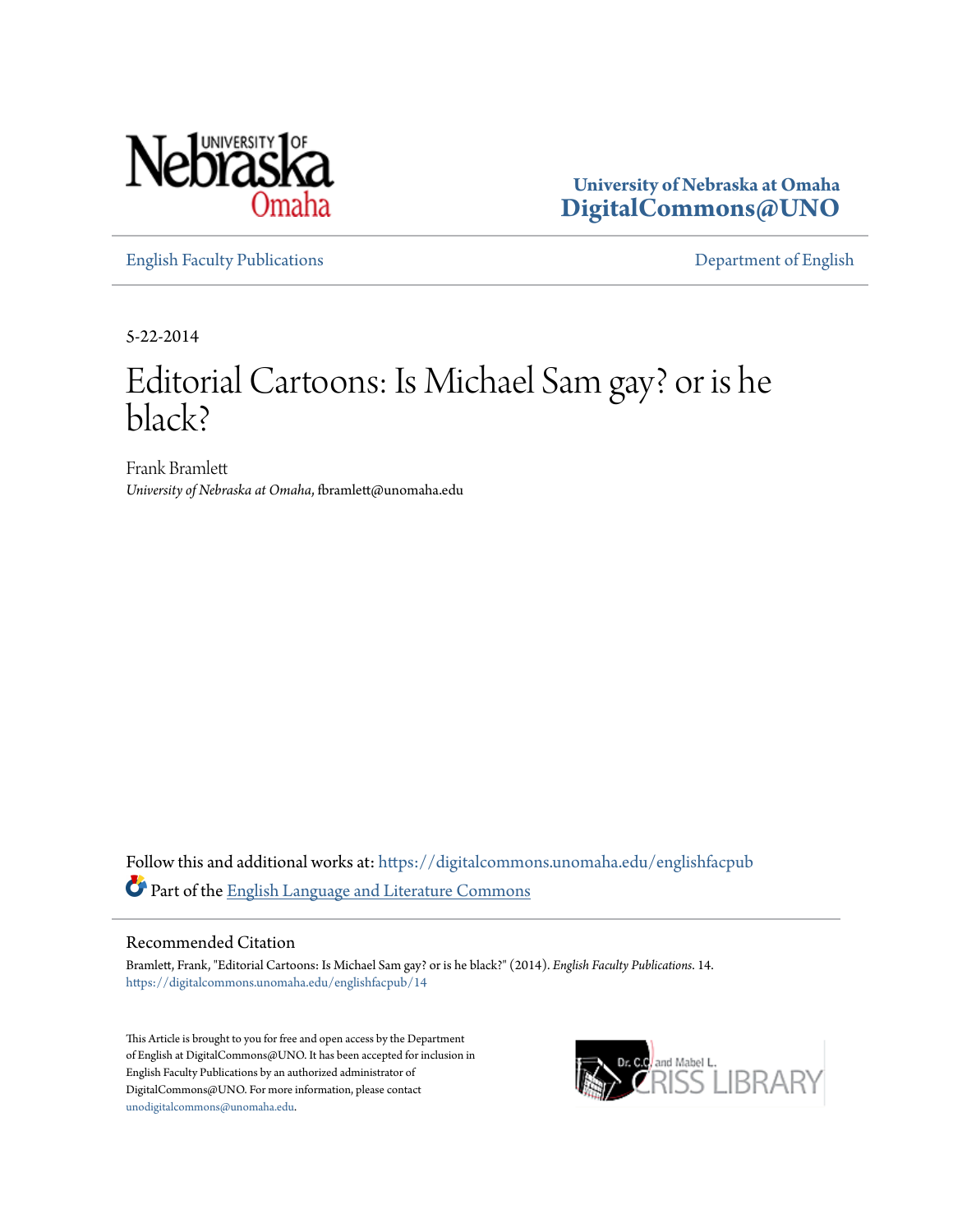University of Nebraska at Omaha
**DigitalCommons@UNO**

English Faculty Publications | Department of English

5-22-2014

# Editorial Cartoons: Is Michael Sam gay? or is he black?

Frank Bramlett
*University of Nebraska at Omaha*, fbramlett@unomaha.edu

Follow this and additional works at: https://digitalcommons.unomaha.edu/englishfacpub

Part of the English Language and Literature Commons

## Recommended Citation

Bramlett, Frank, "Editorial Cartoons: Is Michael Sam gay? or is he black?" (2014). *English Faculty Publications*. 14.
https://digitalcommons.unomaha.edu/englishfacpub/14

This Article is brought to you for free and open access by the Department of English at DigitalCommons@UNO. It has been accepted for inclusion in English Faculty Publications by an authorized administrator of DigitalCommons@UNO. For more information, please contact unodigitalcommons@unomaha.edu.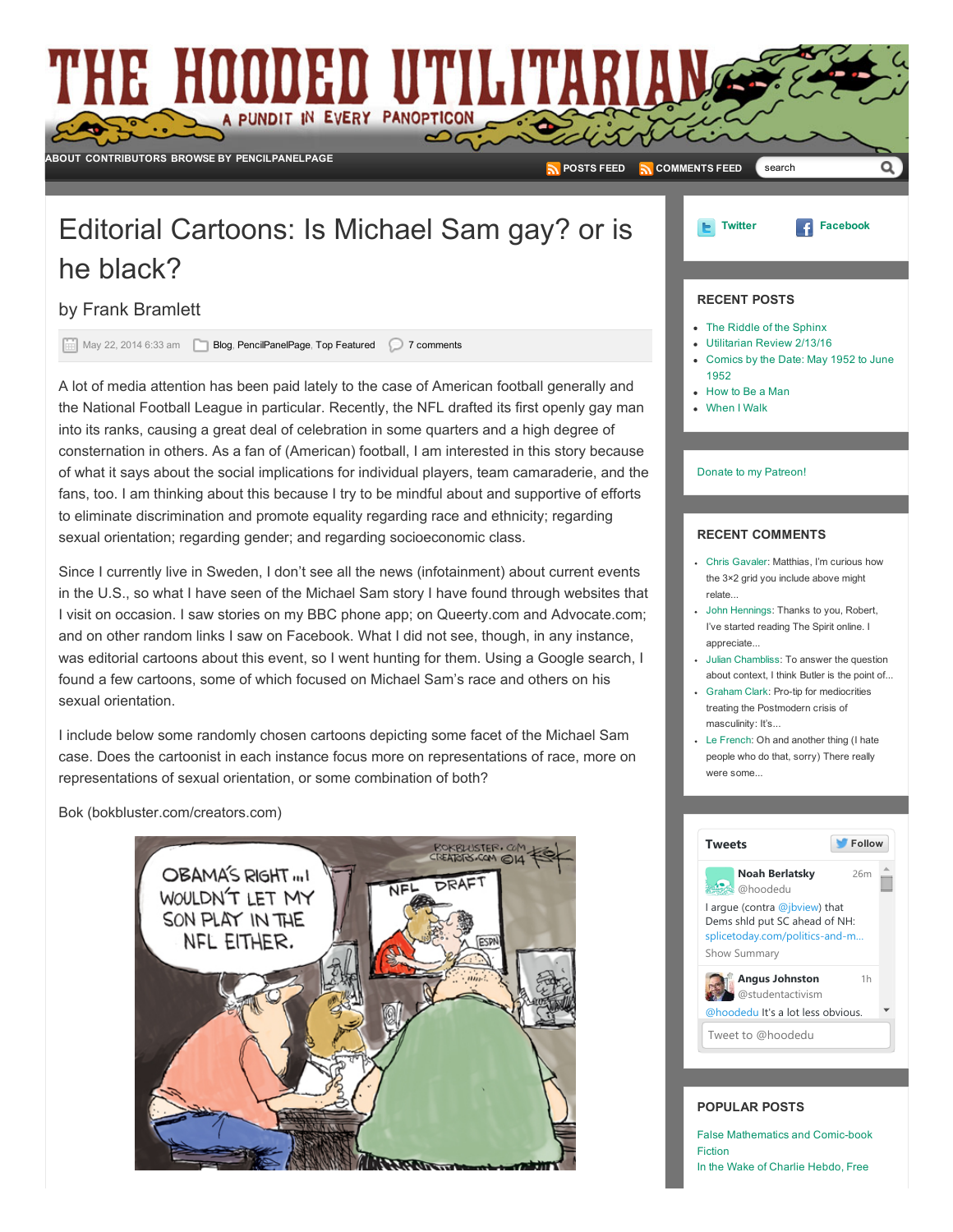# THE HOODED UTILITARIAN

A PUNDIT IN EVERY PANOPTICON

ABOUT CONTRIBUTORS BROWSE BY PENCILPANELPAGE

POSTS FEED COMMENTS FEED

# Editorial Cartoons: Is Michael Sam gay? or is he black?

## by Frank Bramlett

May 22, 2014 6:33 am Blog, PencilPanelPage, Top Featured 7 comments

A lot of media attention has been paid lately to the case of American football generally and the National Football League in particular. Recently, the NFL drafted its first openly gay man into its ranks, causing a great deal of celebration in some quarters and a high degree of consternation in others. As a fan of (American) football, I am interested in this story because of what it says about the social implications for individual players, team camaraderie, and the fans, too. I am thinking about this because I try to be mindful about and supportive of efforts to eliminate discrimination and promote equality regarding race and ethnicity; regarding sexual orientation; regarding gender; and regarding socioeconomic class.

Since I currently live in Sweden, I don't see all the news (infotainment) about current events in the U.S., so what I have seen of the Michael Sam story I have found through websites that I visit on occasion. I saw stories on my BBC phone app; on Queerty.com and Advocate.com; and on other random links I saw on Facebook. What I did not see, though, in any instance, was editorial cartoons about this event, so I went hunting for them. Using a Google search, I found a few cartoons, some of which focused on Michael Sam's race and others on his sexual orientation.

I include below some randomly chosen cartoons depicting some facet of the Michael Sam case. Does the cartoonist in each instance focus more on representations of race, more on representations of sexual orientation, or some combination of both?

Bok (bokbluster.com/creators.com)

Twitter Facebook

## RECENT POSTS

- The Riddle of the Sphinx
- Utilitarian Review 2/13/16
- Comics by the Date: May 1952 to June 1952
- How to Be a Man
- When I Walk

Donate to my Patreon!

## RECENT COMMENTS

- Chris Gavaler: Matthias, I'm curious how the 3×2 grid you include above might relate...
- John Hennings: Thanks to you, Robert, I've started reading The Spirit online. I appreciate...
- Julian Chambliss: To answer the question about context, I think Butler is the point of...
- Graham Clark: Pro-tip for mediocrities treating the Postmodern crisis of masculinity: It's...
- Le French: Oh and another thing (I hate people who do that, sorry) There really were some...

## Tweets

Follow

Noah Berlatsky @hoodedu 26m
I argue (contra @jbview) that Dems shld put SC ahead of NH: splicetoday.com/politics-and-m...
Show Summary

Angus Johnston @studentactivism 1h
@hoodedu It's a lot less obvious.

Tweet to @hoodedu

## POPULAR POSTS

False Mathematics and Comic-book Fiction
In the Wake of Charlie Hebdo, Free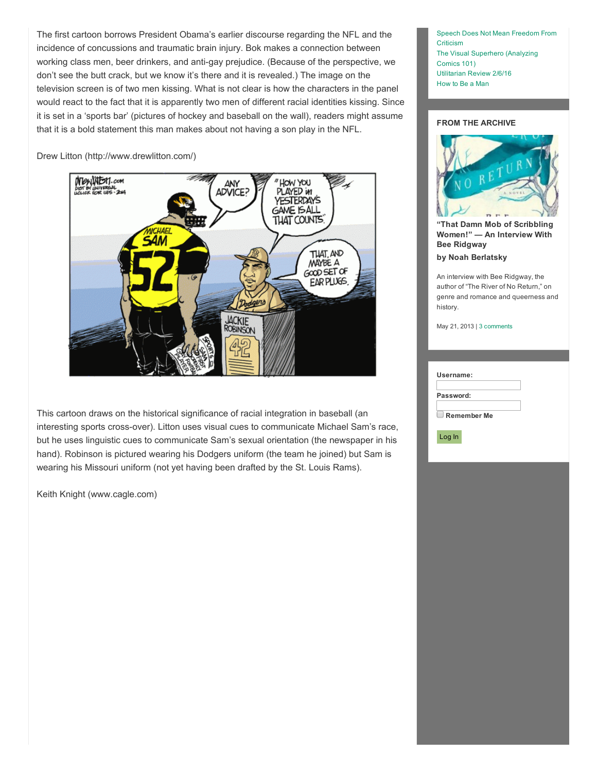The first cartoon borrows President Obama's earlier discourse regarding the NFL and the incidence of concussions and traumatic brain injury. Bok makes a connection between working class men, beer drinkers, and anti-gay prejudice. (Because of the perspective, we don't see the butt crack, but we know it's there and it is revealed.) The image on the television screen is of two men kissing. What is not clear is how the characters in the panel would react to the fact that it is apparently two men of different racial identities kissing. Since it is set in a 'sports bar' (pictures of hockey and baseball on the wall), readers might assume that it is a bold statement this man makes about not having a son play in the NFL.

Drew Litton (http://www.drewlitton.com/)

This cartoon draws on the historical significance of racial integration in baseball (an interesting sports cross-over). Litton uses visual cues to communicate Michael Sam's race, but he uses linguistic cues to communicate Sam's sexual orientation (the newspaper in his hand). Robinson is pictured wearing his Dodgers uniform (the team he joined) but Sam is wearing his Missouri uniform (not yet having been drafted by the St. Louis Rams).

Keith Knight (www.cagle.com)

Speech Does Not Mean Freedom From Criticism
The Visual Superhero (Analyzing Comics 101)
Utilitarian Review 2/6/16
How to Be a Man

## FROM THE ARCHIVE

**"That Damn Mob of Scribbling Women!" — An Interview With Bee Ridgway**

**by Noah Berlatsky**

An interview with Bee Ridgway, the author of "The River of No Return," on genre and romance and queerness and history.

May 21, 2013 | 3 comments

Username:

Password:

Remember Me

Log In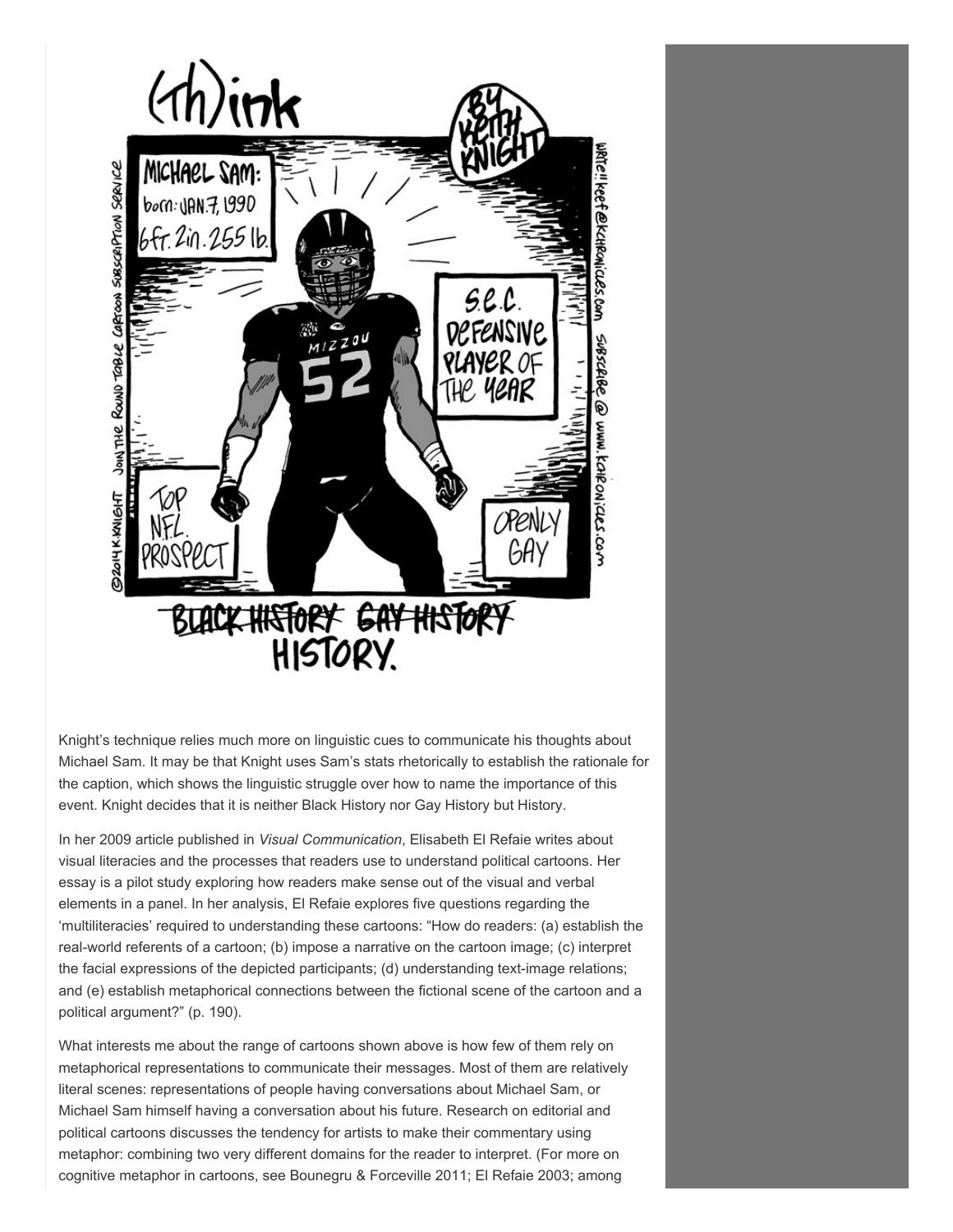Knight's technique relies much more on linguistic cues to communicate his thoughts about Michael Sam. It may be that Knight uses Sam's stats rhetorically to establish the rationale for the caption, which shows the linguistic struggle over how to name the importance of this event. Knight decides that it is neither Black History nor Gay History but History.

In her 2009 article published in *Visual Communication*, Elisabeth El Refaie writes about visual literacies and the processes that readers use to understand political cartoons. Her essay is a pilot study exploring how readers make sense out of the visual and verbal elements in a panel. In her analysis, El Refaie explores five questions regarding the 'multiliteracies' required to understanding these cartoons: "How do readers: (a) establish the real-world referents of a cartoon; (b) impose a narrative on the cartoon image; (c) interpret the facial expressions of the depicted participants; (d) understanding text-image relations; and (e) establish metaphorical connections between the fictional scene of the cartoon and a political argument?" (p. 190).

What interests me about the range of cartoons shown above is how few of them rely on metaphorical representations to communicate their messages. Most of them are relatively literal scenes: representations of people having conversations about Michael Sam, or Michael Sam himself having a conversation about his future. Research on editorial and political cartoons discusses the tendency for artists to make their commentary using metaphor: combining two very different domains for the reader to interpret. (For more on cognitive metaphor in cartoons, see Bounegru & Forceville 2011; El Refaie 2003; among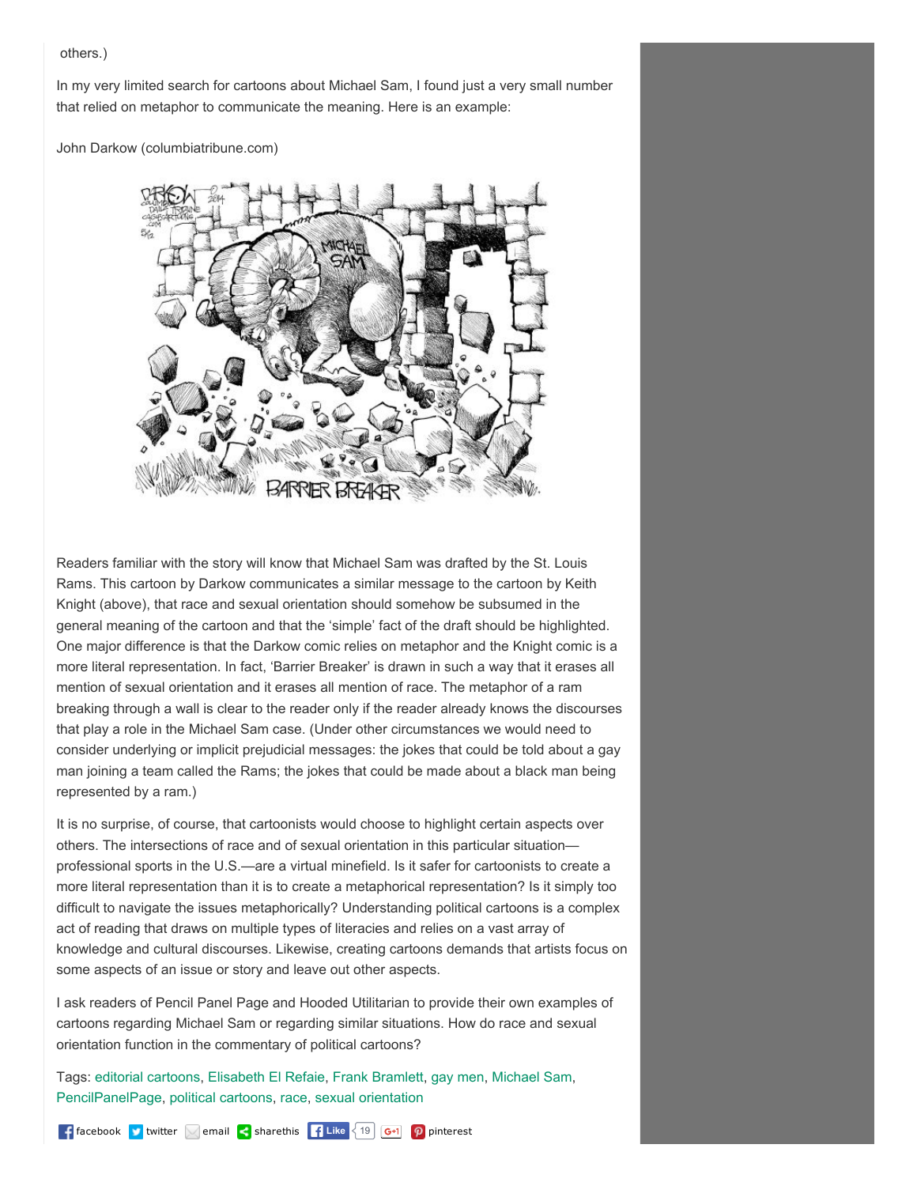others.)

In my very limited search for cartoons about Michael Sam, I found just a very small number that relied on metaphor to communicate the meaning. Here is an example:

John Darkow (columbiatribune.com)

Readers familiar with the story will know that Michael Sam was drafted by the St. Louis Rams. This cartoon by Darkow communicates a similar message to the cartoon by Keith Knight (above), that race and sexual orientation should somehow be subsumed in the general meaning of the cartoon and that the 'simple' fact of the draft should be highlighted. One major difference is that the Darkow comic relies on metaphor and the Knight comic is a more literal representation. In fact, 'Barrier Breaker' is drawn in such a way that it erases all mention of sexual orientation and it erases all mention of race. The metaphor of a ram breaking through a wall is clear to the reader only if the reader already knows the discourses that play a role in the Michael Sam case. (Under other circumstances we would need to consider underlying or implicit prejudicial messages: the jokes that could be told about a gay man joining a team called the Rams; the jokes that could be made about a black man being represented by a ram.)

It is no surprise, of course, that cartoonists would choose to highlight certain aspects over others. The intersections of race and of sexual orientation in this particular situation—professional sports in the U.S.—are a virtual minefield. Is it safer for cartoonists to create a more literal representation than it is to create a metaphorical representation? Is it simply too difficult to navigate the issues metaphorically? Understanding political cartoons is a complex act of reading that draws on multiple types of literacies and relies on a vast array of knowledge and cultural discourses. Likewise, creating cartoons demands that artists focus on some aspects of an issue or story and leave out other aspects.

I ask readers of Pencil Panel Page and Hooded Utilitarian to provide their own examples of cartoons regarding Michael Sam or regarding similar situations. How do race and sexual orientation function in the commentary of political cartoons?

Tags: editorial cartoons, Elisabeth El Refaie, Frank Bramlett, gay men, Michael Sam, PencilPanelPage, political cartoons, race, sexual orientation